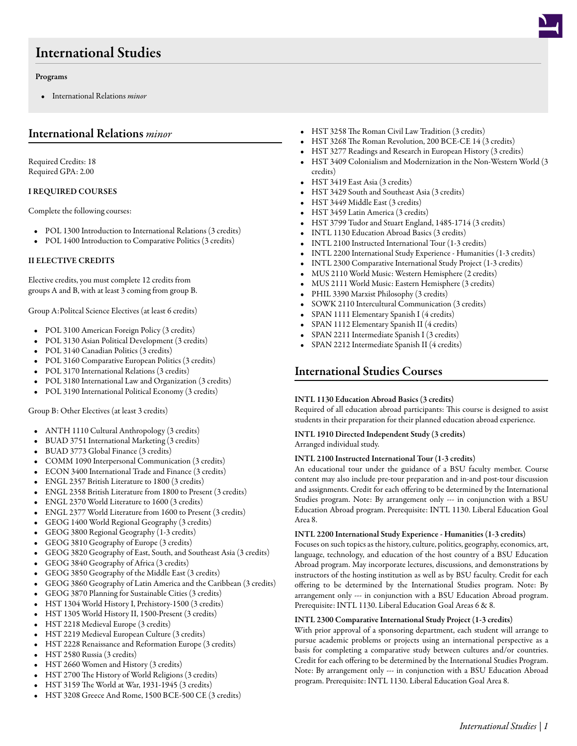# International Studies

**Programs**

- International Relations *minor*

## International Relations *minor*

Required Credits: 18
Required GPA: 2.00

### I REQUIRED COURSES

Complete the following courses:

- POL 1300 Introduction to International Relations (3 credits)
- POL 1400 Introduction to Comparative Politics (3 credits)

### II ELECTIVE CREDITS

Elective credits, you must complete 12 credits from groups A and B, with at least 3 coming from group B.

Group A:Politcal Science Electives (at least 6 credits)

- POL 3100 American Foreign Policy (3 credits)
- POL 3130 Asian Political Development (3 credits)
- POL 3140 Canadian Politics (3 credits)
- POL 3160 Comparative European Politics (3 credits)
- POL 3170 International Relations (3 credits)
- POL 3180 International Law and Organization (3 credits)
- POL 3190 International Political Economy (3 credits)

Group B: Other Electives (at least 3 credits)

- ANTH 1110 Cultural Anthropology (3 credits)
- BUAD 3751 International Marketing (3 credits)
- BUAD 3773 Global Finance (3 credits)
- COMM 1090 Interpersonal Communication (3 credits)
- ECON 3400 International Trade and Finance (3 credits)
- ENGL 2357 British Literature to 1800 (3 credits)
- ENGL 2358 British Literature from 1800 to Present (3 credits)
- ENGL 2370 World Literature to 1600 (3 credits)
- ENGL 2377 World Literature from 1600 to Present (3 credits)
- GEOG 1400 World Regional Geography (3 credits)
- GEOG 3800 Regional Geography (1-3 credits)
- GEOG 3810 Geography of Europe (3 credits)
- GEOG 3820 Geography of East, South, and Southeast Asia (3 credits)
- GEOG 3840 Geography of Africa (3 credits)
- GEOG 3850 Geography of the Middle East (3 credits)
- GEOG 3860 Geography of Latin America and the Caribbean (3 credits)
- GEOG 3870 Planning for Sustainable Cities (3 credits)
- HST 1304 World History I, Prehistory-1500 (3 credits)
- HST 1305 World History II, 1500-Present (3 credits)
- HST 2218 Medieval Europe (3 credits)
- HST 2219 Medieval European Culture (3 credits)
- HST 2228 Renaissance and Reformation Europe (3 credits)
- HST 2580 Russia (3 credits)
- HST 2660 Women and History (3 credits)
- HST 2700 The History of World Religions (3 credits)
- HST 3159 The World at War, 1931-1945 (3 credits)
- HST 3208 Greece And Rome, 1500 BCE-500 CE (3 credits)
- HST 3258 The Roman Civil Law Tradition (3 credits)
- HST 3268 The Roman Revolution, 200 BCE-CE 14 (3 credits)
- HST 3277 Readings and Research in European History (3 credits)
- HST 3409 Colonialism and Modernization in the Non-Western World (3 credits)
- HST 3419 East Asia (3 credits)
- HST 3429 South and Southeast Asia (3 credits)
- HST 3449 Middle East (3 credits)
- HST 3459 Latin America (3 credits)
- HST 3799 Tudor and Stuart England, 1485-1714 (3 credits)
- INTL 1130 Education Abroad Basics (3 credits)
- INTL 2100 Instructed International Tour (1-3 credits)
- INTL 2200 International Study Experience - Humanities (1-3 credits)
- INTL 2300 Comparative International Study Project (1-3 credits)
- MUS 2110 World Music: Western Hemisphere (2 credits)
- MUS 2111 World Music: Eastern Hemisphere (3 credits)
- PHIL 3390 Marxist Philosophy (3 credits)
- SOWK 2110 Intercultural Communication (3 credits)
- SPAN 1111 Elementary Spanish I (4 credits)
- SPAN 1112 Elementary Spanish II (4 credits)
- SPAN 2211 Intermediate Spanish I (3 credits)
- SPAN 2212 Intermediate Spanish II (4 credits)

## International Studies Courses

**INTL 1130 Education Abroad Basics (3 credits)**
Required of all education abroad participants: This course is designed to assist students in their preparation for their planned education abroad experience.

**INTL 1910 Directed Independent Study (3 credits)**
Arranged individual study.

**INTL 2100 Instructed International Tour (1-3 credits)**
An educational tour under the guidance of a BSU faculty member. Course content may also include pre-tour preparation and in-and post-tour discussion and assignments. Credit for each offering to be determined by the International Studies program. Note: By arrangement only --- in conjunction with a BSU Education Abroad program. Prerequisite: INTL 1130. Liberal Education Goal Area 8.

**INTL 2200 International Study Experience - Humanities (1-3 credits)**
Focuses on such topics as the history, culture, politics, geography, economics, art, language, technology, and education of the host country of a BSU Education Abroad program. May incorporate lectures, discussions, and demonstrations by instructors of the hosting institution as well as by BSU faculty. Credit for each offering to be determined by the International Studies program. Note: By arrangement only --- in conjunction with a BSU Education Abroad program. Prerequisite: INTL 1130. Liberal Education Goal Areas 6 & 8.

**INTL 2300 Comparative International Study Project (1-3 credits)**
With prior approval of a sponsoring department, each student will arrange to pursue academic problems or projects using an international perspective as a basis for completing a comparative study between cultures and/or countries. Credit for each offering to be determined by the International Studies Program. Note: By arrangement only --- in conjunction with a BSU Education Abroad program. Prerequisite: INTL 1130. Liberal Education Goal Area 8.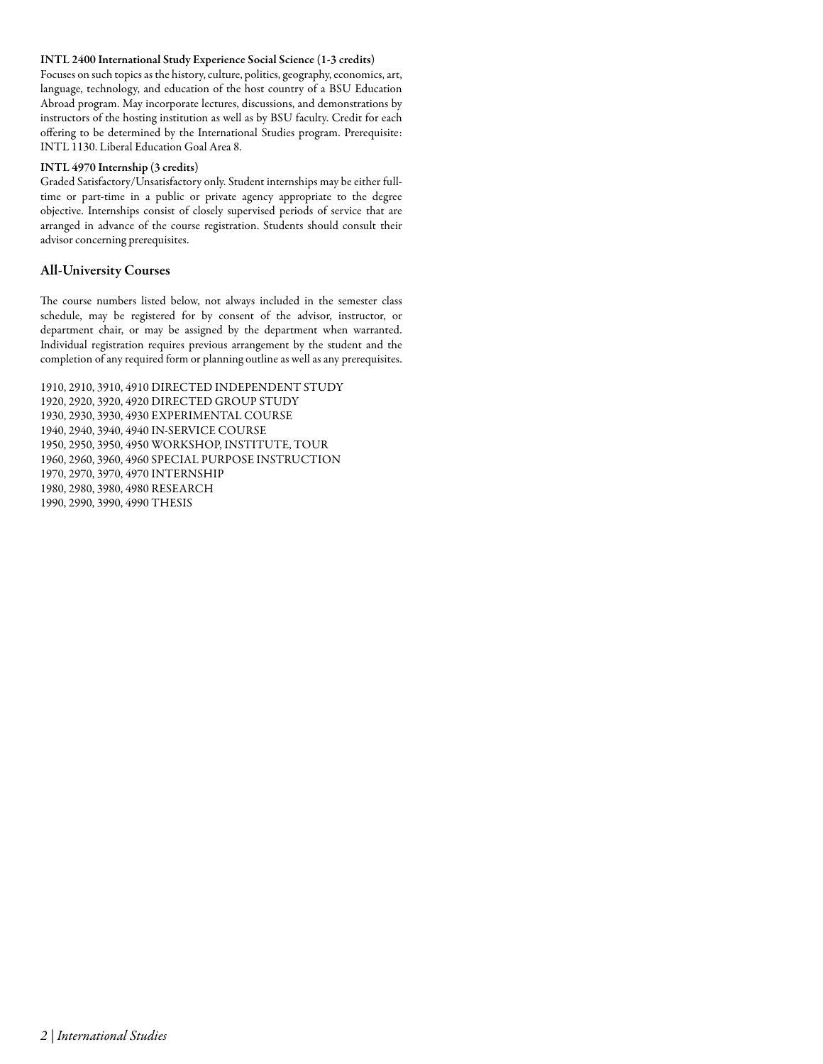**INTL 2400 International Study Experience Social Science (1-3 credits)**

Focuses on such topics as the history, culture, politics, geography, economics, art, language, technology, and education of the host country of a BSU Education Abroad program. May incorporate lectures, discussions, and demonstrations by instructors of the hosting institution as well as by BSU faculty. Credit for each offering to be determined by the International Studies program. Prerequisite: INTL 1130. Liberal Education Goal Area 8.

**INTL 4970 Internship (3 credits)**

Graded Satisfactory/Unsatisfactory only. Student internships may be either full-time or part-time in a public or private agency appropriate to the degree objective. Internships consist of closely supervised periods of service that are arranged in advance of the course registration. Students should consult their advisor concerning prerequisites.

## All-University Courses

The course numbers listed below, not always included in the semester class schedule, may be registered for by consent of the advisor, instructor, or department chair, or may be assigned by the department when warranted. Individual registration requires previous arrangement by the student and the completion of any required form or planning outline as well as any prerequisites.

1910, 2910, 3910, 4910 DIRECTED INDEPENDENT STUDY
1920, 2920, 3920, 4920 DIRECTED GROUP STUDY
1930, 2930, 3930, 4930 EXPERIMENTAL COURSE
1940, 2940, 3940, 4940 IN-SERVICE COURSE
1950, 2950, 3950, 4950 WORKSHOP, INSTITUTE, TOUR
1960, 2960, 3960, 4960 SPECIAL PURPOSE INSTRUCTION
1970, 2970, 3970, 4970 INTERNSHIP
1980, 2980, 3980, 4980 RESEARCH
1990, 2990, 3990, 4990 THESIS